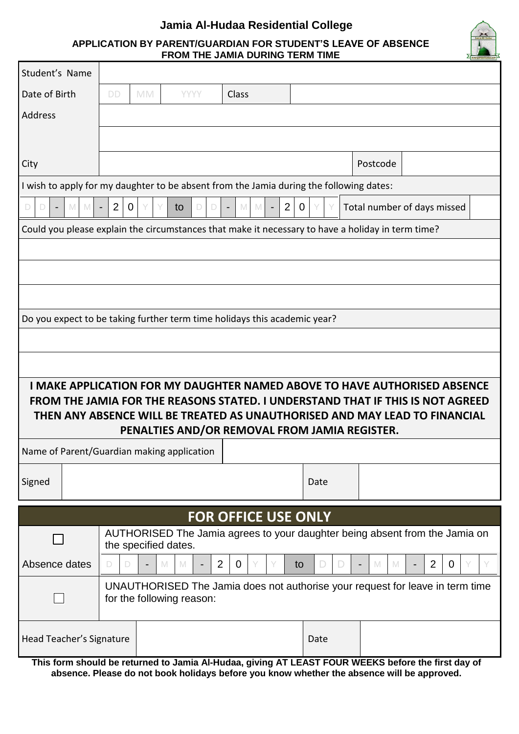# Jamia Al-Hudaa Residential College

## APPLICATION BY PARENT/GUARDIAN FOR STUDENT'S LEAVE OF ABSENCE FROM THE JAMIA DURING TERM TIME

| Student's Name | | | | |
|---|---|---|---|---|
| Date of Birth | DD MM YYYY | Class | | |
| Address | | | | |
| | | | | |
| City | | | Postcode | |

I wish to apply for my daughter to be absent from the Jamia during the following dates:

| D D - M M - 2 0 Y Y | to | D D - M M - 2 0 Y Y | Total number of days missed | |
|---|---|---|---|---|

Could you please explain the circumstances that make it necessary to have a holiday in term time?

| |
|---|
| |
| |
| |

Do you expect to be taking further term time holidays this academic year?

| |
|---|
| |
| |

**I MAKE APPLICATION FOR MY DAUGHTER NAMED ABOVE TO HAVE AUTHORISED ABSENCE FROM THE JAMIA FOR THE REASONS STATED. I UNDERSTAND THAT IF THIS IS NOT AGREED THEN ANY ABSENCE WILL BE TREATED AS UNAUTHORISED AND MAY LEAD TO FINANCIAL PENALTIES AND/OR REMOVAL FROM JAMIA REGISTER.**

| Name of Parent/Guardian making application | | | |
|---|---|---|---|
| Signed | | Date | |

## FOR OFFICE USE ONLY

| | | | |
|---|---|---|---|
| ☐ | AUTHORISED The Jamia agrees to your daughter being absent from the Jamia on the specified dates. | | |
| Absence dates | D D - M M - 2 0 Y Y to D D - M M - 2 0 Y Y | | |
| ☐ | UNAUTHORISED The Jamia does not authorise your request for leave in term time for the following reason: | | |
| Head Teacher's Signature | | Date | |

**This form should be returned to Jamia Al-Hudaa, giving AT LEAST FOUR WEEKS before the first day of absence. Please do not book holidays before you know whether the absence will be approved.**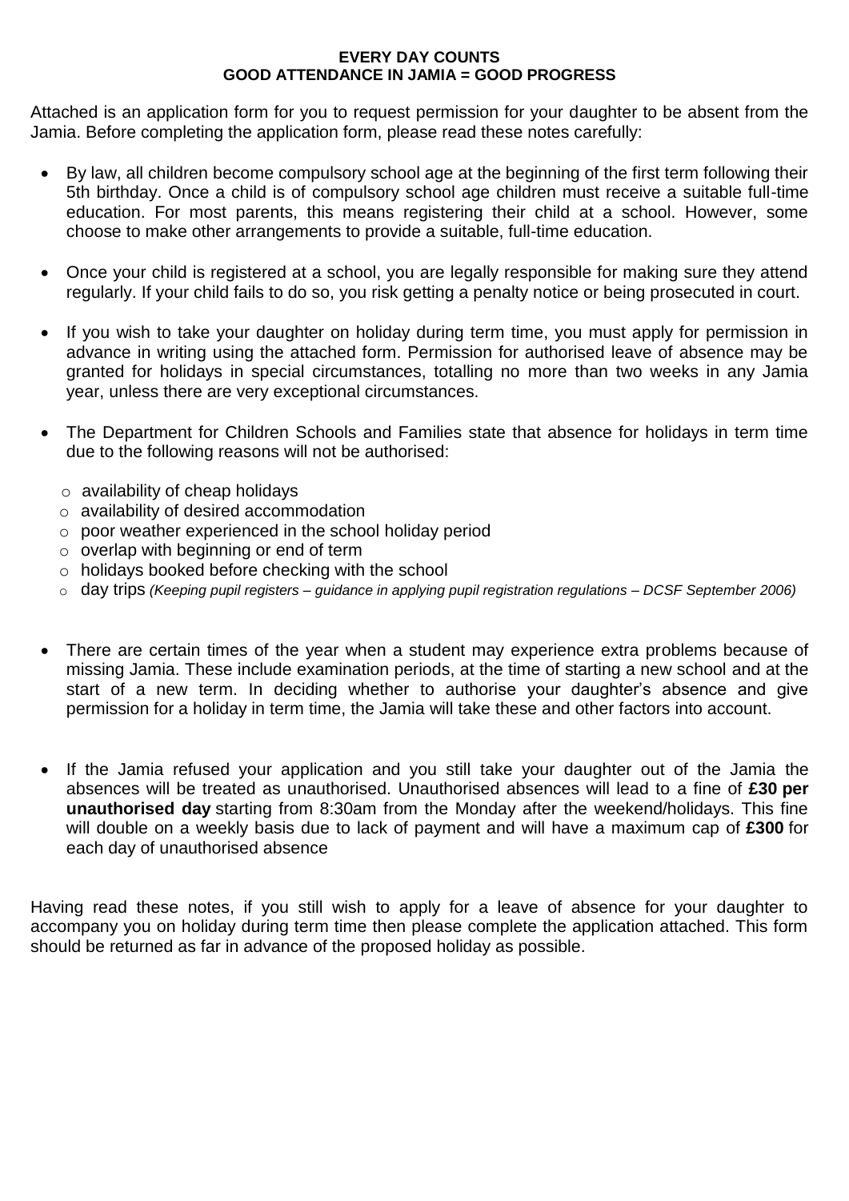**EVERY DAY COUNTS**
**GOOD ATTENDANCE IN JAMIA = GOOD PROGRESS**

Attached is an application form for you to request permission for your daughter to be absent from the Jamia. Before completing the application form, please read these notes carefully:

- By law, all children become compulsory school age at the beginning of the first term following their 5th birthday. Once a child is of compulsory school age children must receive a suitable full-time education. For most parents, this means registering their child at a school. However, some choose to make other arrangements to provide a suitable, full-time education.

- Once your child is registered at a school, you are legally responsible for making sure they attend regularly. If your child fails to do so, you risk getting a penalty notice or being prosecuted in court.

- If you wish to take your daughter on holiday during term time, you must apply for permission in advance in writing using the attached form. Permission for authorised leave of absence may be granted for holidays in special circumstances, totalling no more than two weeks in any Jamia year, unless there are very exceptional circumstances.

- The Department for Children Schools and Families state that absence for holidays in term time due to the following reasons will not be authorised:
  - availability of cheap holidays
  - availability of desired accommodation
  - poor weather experienced in the school holiday period
  - overlap with beginning or end of term
  - holidays booked before checking with the school
  - day trips *(Keeping pupil registers – guidance in applying pupil registration regulations – DCSF September 2006)*

- There are certain times of the year when a student may experience extra problems because of missing Jamia. These include examination periods, at the time of starting a new school and at the start of a new term. In deciding whether to authorise your daughter's absence and give permission for a holiday in term time, the Jamia will take these and other factors into account.

- If the Jamia refused your application and you still take your daughter out of the Jamia the absences will be treated as unauthorised. Unauthorised absences will lead to a fine of **£30 per unauthorised day** starting from 8:30am from the Monday after the weekend/holidays. This fine will double on a weekly basis due to lack of payment and will have a maximum cap of **£300** for each day of unauthorised absence

Having read these notes, if you still wish to apply for a leave of absence for your daughter to accompany you on holiday during term time then please complete the application attached. This form should be returned as far in advance of the proposed holiday as possible.